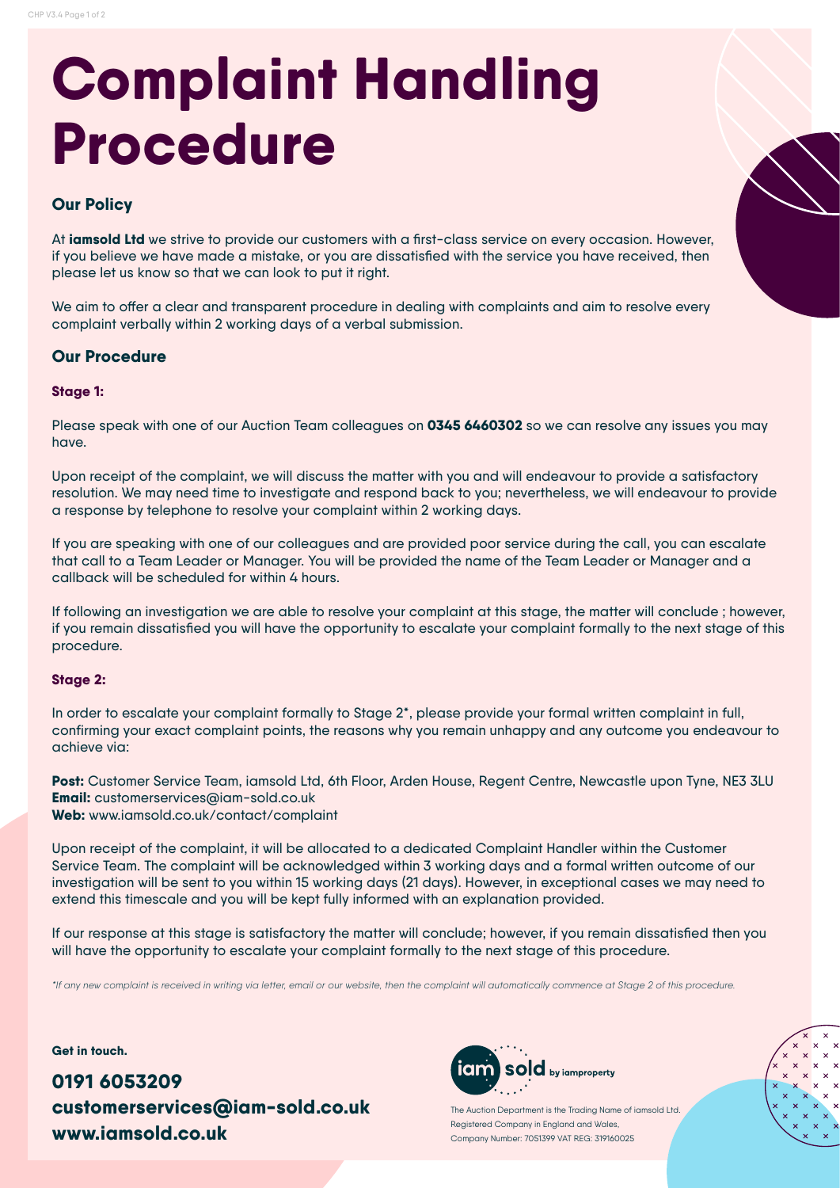# Complaint Handling Procedure

## Our Policy

At **iamsold Ltd** we strive to provide our customers with a first-class service on every occasion. However, if you believe we have made a mistake, or you are dissatisfied with the service you have received, then please let us know so that we can look to put it right.

We aim to offer a clear and transparent procedure in dealing with complaints and aim to resolve every complaint verbally within 2 working days of a verbal submission.

## Our Procedure

### Stage 1:

Please speak with one of our Auction Team colleagues on **0345 6460302** so we can resolve any issues you may have.

Upon receipt of the complaint, we will discuss the matter with you and will endeavour to provide a satisfactory resolution. We may need time to investigate and respond back to you; nevertheless, we will endeavour to provide a response by telephone to resolve your complaint within 2 working days.

If you are speaking with one of our colleagues and are provided poor service during the call, you can escalate that call to a Team Leader or Manager. You will be provided the name of the Team Leader or Manager and a callback will be scheduled for within 4 hours.

If following an investigation we are able to resolve your complaint at this stage, the matter will conclude ; however, if you remain dissatisfied you will have the opportunity to escalate your complaint formally to the next stage of this procedure.

### Stage 2:

In order to escalate your complaint formally to Stage 2*, please provide your formal written complaint in full, confirming your exact complaint points, the reasons why you remain unhappy and any outcome you endeavour to achieve via:

**Post:** Customer Service Team, iamsold Ltd, 6th Floor, Arden House, Regent Centre, Newcastle upon Tyne, NE3 3LU
**Email:** customerservices@iam-sold.co.uk
**Web:** www.iamsold.co.uk/contact/complaint

Upon receipt of the complaint, it will be allocated to a dedicated Complaint Handler within the Customer Service Team. The complaint will be acknowledged within 3 working days and a formal written outcome of our investigation will be sent to you within 15 working days (21 days). However, in exceptional cases we may need to extend this timescale and you will be kept fully informed with an explanation provided.

If our response at this stage is satisfactory the matter will conclude; however, if you remain dissatisfied then you will have the opportunity to escalate your complaint formally to the next stage of this procedure.

*\*If any new complaint is received in writing via letter, email or our website, then the complaint will automatically commence at Stage 2 of this procedure.*

**Get in touch.**

**0191 6053209**
**customerservices@iam-sold.co.uk**
**www.iamsold.co.uk**

iam sold by iamproperty

The Auction Department is the Trading Name of iamsold Ltd.
Registered Company in England and Wales,
Company Number: 7051399 VAT REG: 319160025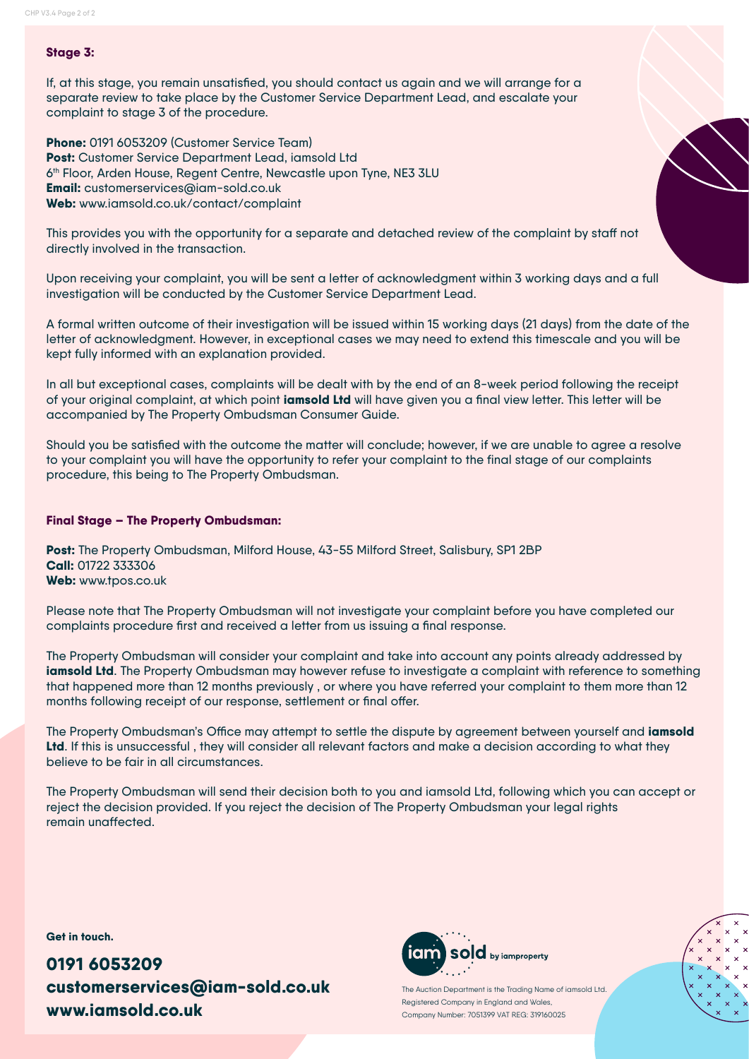### Stage 3:

If, at this stage, you remain unsatisfied, you should contact us again and we will arrange for a separate review to take place by the Customer Service Department Lead, and escalate your complaint to stage 3 of the procedure.

**Phone:** 0191 6053209 (Customer Service Team)
**Post:** Customer Service Department Lead, iamsold Ltd
6th Floor, Arden House, Regent Centre, Newcastle upon Tyne, NE3 3LU
**Email:** customerservices@iam-sold.co.uk
**Web:** www.iamsold.co.uk/contact/complaint

This provides you with the opportunity for a separate and detached review of the complaint by staff not directly involved in the transaction.

Upon receiving your complaint, you will be sent a letter of acknowledgment within 3 working days and a full investigation will be conducted by the Customer Service Department Lead.

A formal written outcome of their investigation will be issued within 15 working days (21 days) from the date of the letter of acknowledgment. However, in exceptional cases we may need to extend this timescale and you will be kept fully informed with an explanation provided.

In all but exceptional cases, complaints will be dealt with by the end of an 8-week period following the receipt of your original complaint, at which point **iamsold Ltd** will have given you a final view letter. This letter will be accompanied by The Property Ombudsman Consumer Guide.

Should you be satisfied with the outcome the matter will conclude; however, if we are unable to agree a resolve to your complaint you will have the opportunity to refer your complaint to the final stage of our complaints procedure, this being to The Property Ombudsman.

### Final Stage – The Property Ombudsman:

**Post:** The Property Ombudsman, Milford House, 43-55 Milford Street, Salisbury, SP1 2BP
**Call:** 01722 333306
**Web:** www.tpos.co.uk

Please note that The Property Ombudsman will not investigate your complaint before you have completed our complaints procedure first and received a letter from us issuing a final response.

The Property Ombudsman will consider your complaint and take into account any points already addressed by **iamsold Ltd**. The Property Ombudsman may however refuse to investigate a complaint with reference to something that happened more than 12 months previously , or where you have referred your complaint to them more than 12 months following receipt of our response, settlement or final offer.

The Property Ombudsman's Office may attempt to settle the dispute by agreement between yourself and **iamsold Ltd**. If this is unsuccessful , they will consider all relevant factors and make a decision according to what they believe to be fair in all circumstances.

The Property Ombudsman will send their decision both to you and iamsold Ltd, following which you can accept or reject the decision provided. If you reject the decision of The Property Ombudsman your legal rights remain unaffected.

**Get in touch.**

**0191 6053209**
**customerservices@iam-sold.co.uk**
**www.iamsold.co.uk**

iam sold by iamproperty

The Auction Department is the Trading Name of iamsold Ltd.
Registered Company in England and Wales,
Company Number: 7051399 VAT REG: 319160025